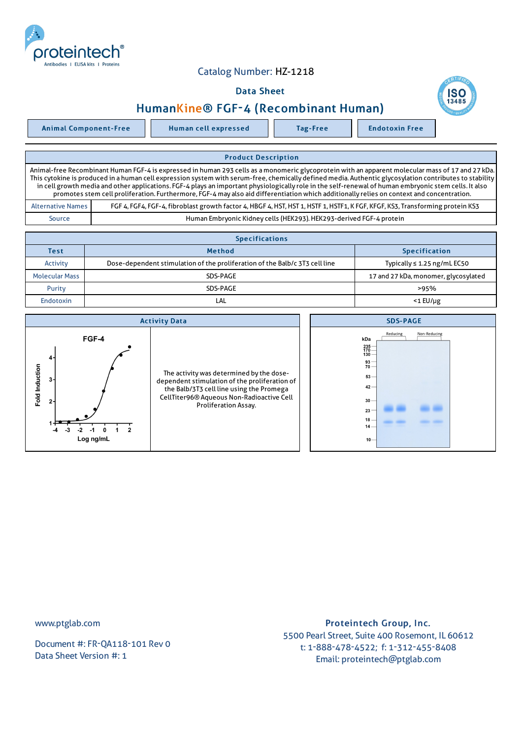Catalog Number: HZ-1218

Data Sheet

# HumanKine® FGF-4 (Recombinant Human)

| Animal Component-Free | Human cell expressed | Tag-Free | Endotoxin Free |
|---|---|---|---|

## Product Description

Animal-free Recombinant Human FGF-4 is expressed in human 293 cells as a monomeric glycoprotein with an apparent molecular mass of 17 and 27 kDa. This cytokine is produced in a human cell expression system with serum-free, chemically defined media. Authentic glycosylation contributes to stability in cell growth media and other applications. FGF-4 plays an important physiologically role in the self-renewal of human embryonic stem cells. It also promotes stem cell proliferation. Furthermore, FGF-4 may also aid differentiation which additionally relies on context and concentration.

| | |
|---|---|
| Alternative Names | FGF 4, FGF4, FGF-4, fibroblast growth factor 4, HBGF 4, HST, HST 1, HSTF 1, HSTF1, K FGF, KFGF, KS3, Transforming protein KS3 |
| Source | Human Embryonic Kidney cells (HEK293). HEK293-derived FGF-4 protein |

## Specifications

| Test | Method | Specification |
|---|---|---|
| Activity | Dose-dependent stimulation of the proliferation of the Balb/c 3T3 cell line | Typically ≤ 1.25 ng/mL EC50 |
| Molecular Mass | SDS-PAGE | 17 and 27 kDa, monomer, glycosylated |
| Purity | SDS-PAGE | >95% |
| Endotoxin | LAL | <1 EU/μg |

## Activity Data

The activity was determined by the dose-dependent stimulation of the proliferation of the Balb/3T3 cell line using the Promega CellTiter96® Aqueous Non-Radioactive Cell Proliferation Assay.

## SDS-PAGE

www.ptglab.com

Document #: FR-QA118-101 Rev 0
Data Sheet Version #: 1

**Proteintech Group, Inc.**
5500 Pearl Street, Suite 400 Rosemont, IL 60612
t: 1-888-478-4522; f: 1-312-455-8408
Email: proteintech@ptglab.com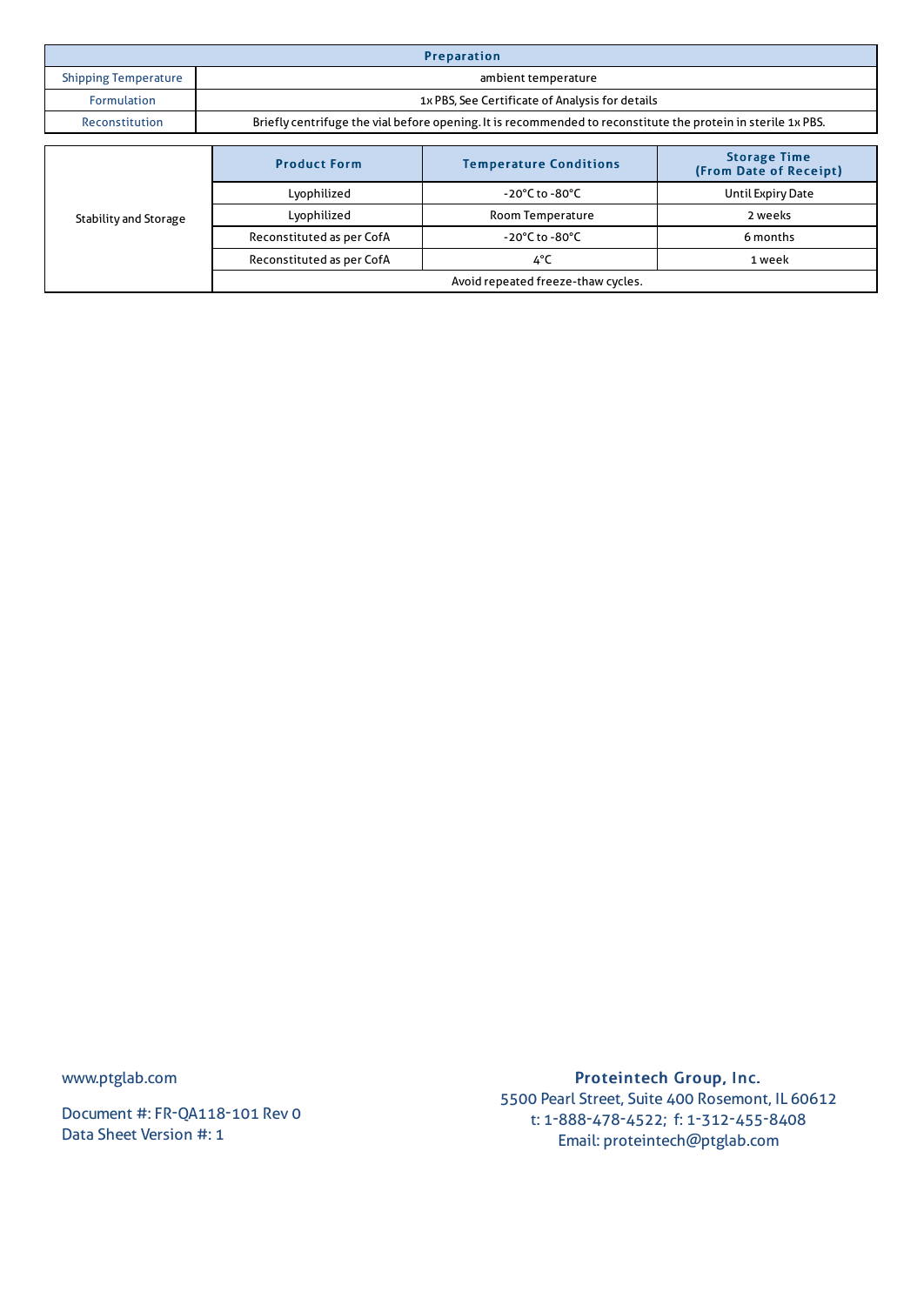| Preparation | |
|---|---|
| Shipping Temperature | ambient temperature |
| Formulation | 1x PBS, See Certificate of Analysis for details |
| Reconstitution | Briefly centrifuge the vial before opening. It is recommended to reconstitute the protein in sterile 1x PBS. |

| | Product Form | Temperature Conditions | Storage Time (From Date of Receipt) |
|---|---|---|---|
| Stability and Storage | Lyophilized | -20°C to -80°C | Until Expiry Date |
| | Lyophilized | Room Temperature | 2 weeks |
| | Reconstituted as per CofA | -20°C to -80°C | 6 months |
| | Reconstituted as per CofA | 4°C | 1 week |
| | Avoid repeated freeze-thaw cycles. | | |

www.ptglab.com

Document #: FR-QA118-101 Rev 0
Data Sheet Version #: 1

**Proteintech Group, Inc.**
5500 Pearl Street, Suite 400 Rosemont, IL 60612
t: 1-888-478-4522; f: 1-312-455-8408
Email: proteintech@ptglab.com